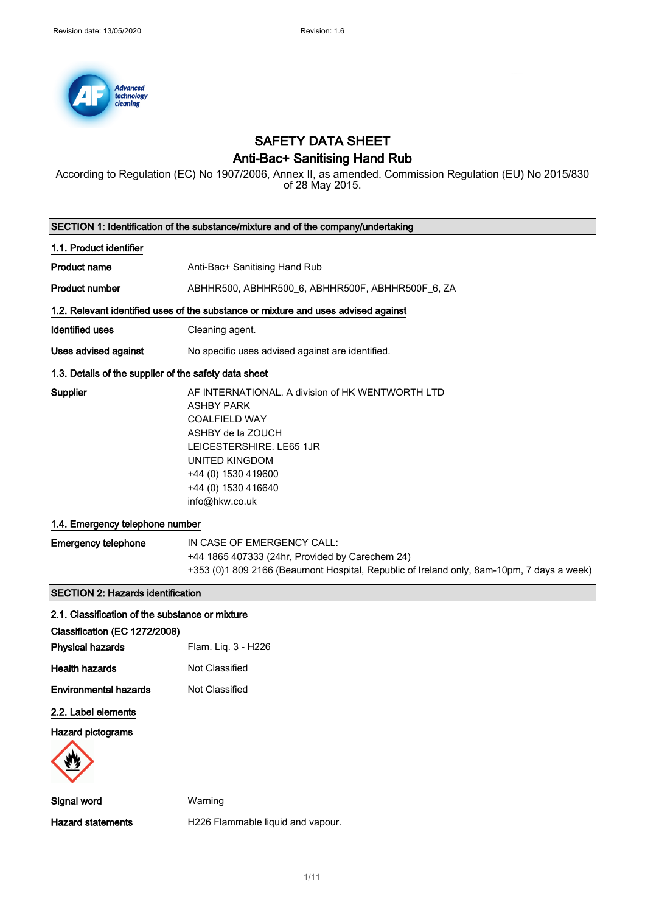# SAFETY DATA SHEET

## Anti-Bac+ Sanitising Hand Rub

According to Regulation (EC) No 1907/2006, Annex II, as amended. Commission Regulation (EU) No 2015/830 of 28 May 2015.

## SECTION 1: Identification of the substance/mixture and of the company/undertaking

### 1.1. Product identifier

**Product name** Anti-Bac+ Sanitising Hand Rub

**Product number** ABHHR500, ABHHR500_6, ABHHR500F, ABHHR500F_6, ZA

### 1.2. Relevant identified uses of the substance or mixture and uses advised against

**Identified uses** Cleaning agent.

**Uses advised against** No specific uses advised against are identified.

### 1.3. Details of the supplier of the safety data sheet

**Supplier**
AF INTERNATIONAL. A division of HK WENTWORTH LTD
ASHBY PARK
COALFIELD WAY
ASHBY de la ZOUCH
LEICESTERSHIRE. LE65 1JR
UNITED KINGDOM
+44 (0) 1530 419600
+44 (0) 1530 416640
info@hkw.co.uk

### 1.4. Emergency telephone number

**Emergency telephone**
IN CASE OF EMERGENCY CALL:
+44 1865 407333 (24hr, Provided by Carechem 24)
+353 (0)1 809 2166 (Beaumont Hospital, Republic of Ireland only, 8am-10pm, 7 days a week)

## SECTION 2: Hazards identification

### 2.1. Classification of the substance or mixture

**Classification (EC 1272/2008)**

**Physical hazards** Flam. Liq. 3 - H226

**Health hazards** Not Classified

**Environmental hazards** Not Classified

### 2.2. Label elements

**Hazard pictograms**

**Signal word** Warning

**Hazard statements** H226 Flammable liquid and vapour.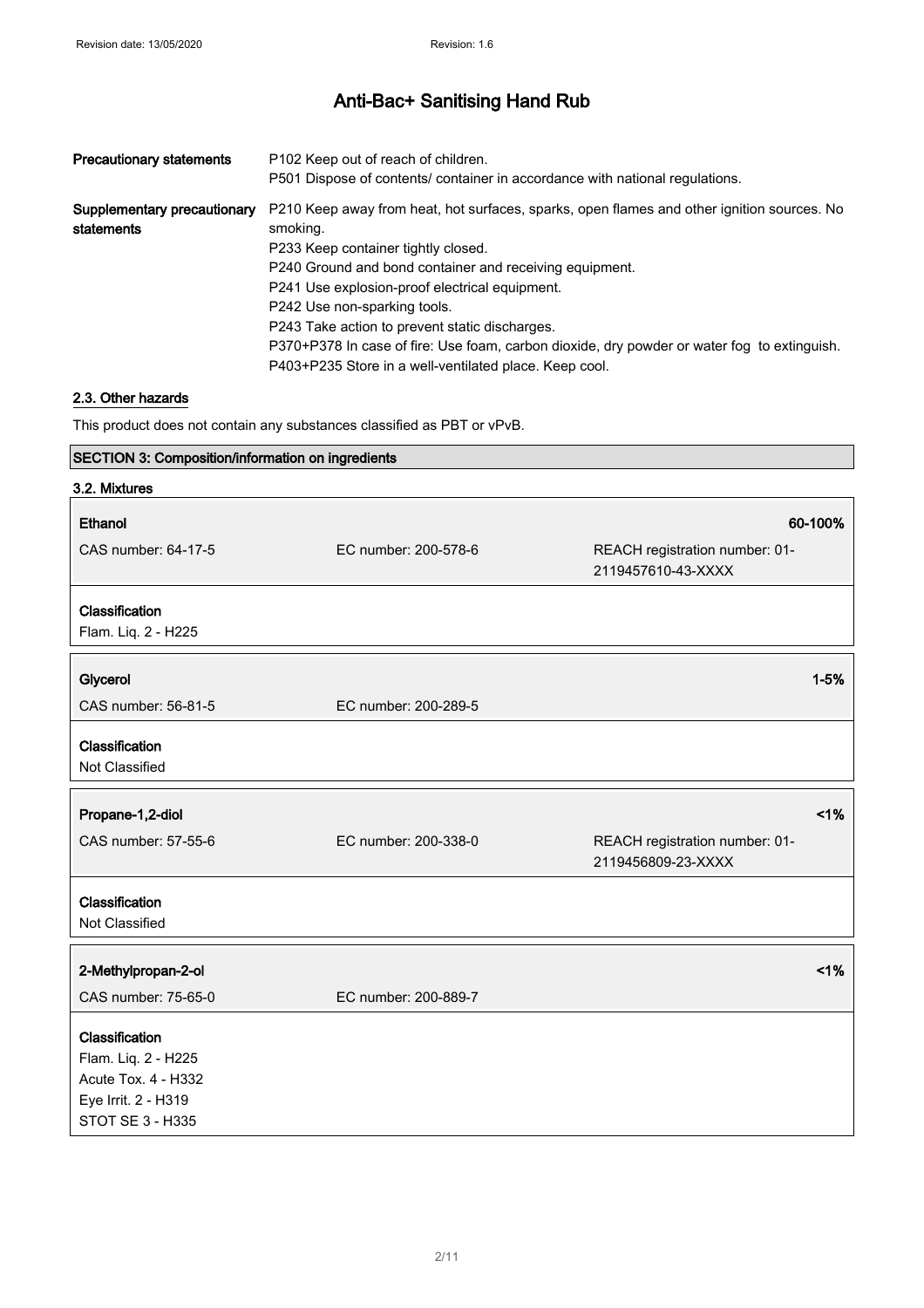| Precautionary statements | P102 Keep out of reach of children.<br>P501 Dispose of contents/ container in accordance with national regulations. |
| --- | --- |
| Supplementary precautionary statements | P210 Keep away from heat, hot surfaces, sparks, open flames and other ignition sources. No smoking.<br>P233 Keep container tightly closed.<br>P240 Ground and bond container and receiving equipment.<br>P241 Use explosion-proof electrical equipment.<br>P242 Use non-sparking tools.<br>P243 Take action to prevent static discharges.<br>P370+P378 In case of fire: Use foam, carbon dioxide, dry powder or water fog to extinguish.<br>P403+P235 Store in a well-ventilated place. Keep cool. |

### 2.3. Other hazards

This product does not contain any substances classified as PBT or vPvB.

## SECTION 3: Composition/information on ingredients

### 3.2. Mixtures

| **Ethanol** | | **60-100%** |
| --- | --- | --- |
| CAS number: 64-17-5 | EC number: 200-578-6 | REACH registration number: 01-2119457610-43-XXXX |

**Classification**
Flam. Liq. 2 - H225

| **Glycerol** | | **1-5%** |
| --- | --- | --- |
| CAS number: 56-81-5 | EC number: 200-289-5 | |

**Classification**
Not Classified

| **Propane-1,2-diol** | | **<1%** |
| --- | --- | --- |
| CAS number: 57-55-6 | EC number: 200-338-0 | REACH registration number: 01-2119456809-23-XXXX |

**Classification**
Not Classified

| **2-Methylpropan-2-ol** | | **<1%** |
| --- | --- | --- |
| CAS number: 75-65-0 | EC number: 200-889-7 | |

**Classification**
Flam. Liq. 2 - H225
Acute Tox. 4 - H332
Eye Irrit. 2 - H319
STOT SE 3 - H335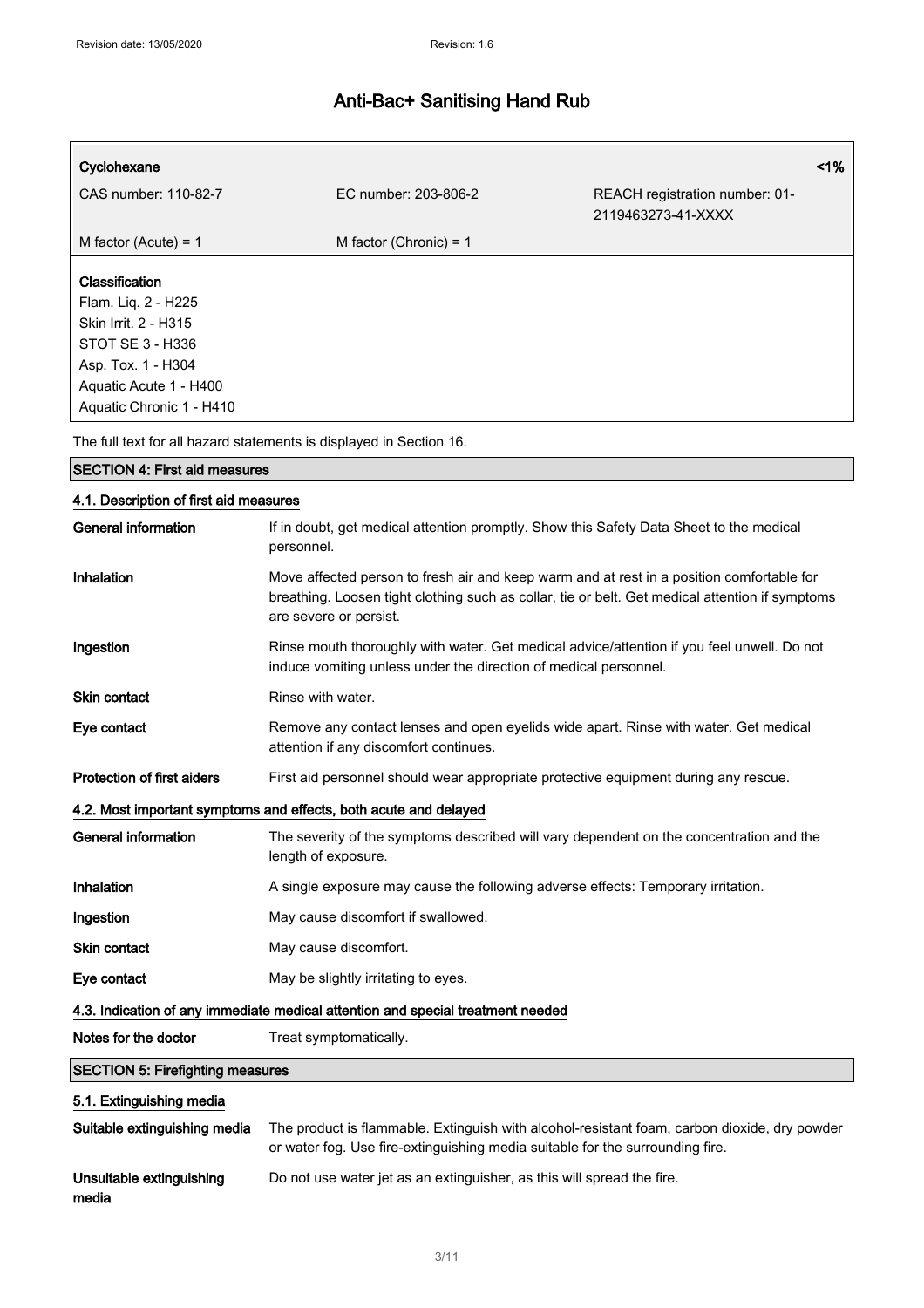| Cyclohexane | | <1% |
|---|---|---|
| CAS number: 110-82-7 | EC number: 203-806-2 | REACH registration number: 01-2119463273-41-XXXX |
| M factor (Acute) = 1 | M factor (Chronic) = 1 | |

**Classification**
Flam. Liq. 2 - H225
Skin Irrit. 2 - H315
STOT SE 3 - H336
Asp. Tox. 1 - H304
Aquatic Acute 1 - H400
Aquatic Chronic 1 - H410

The full text for all hazard statements is displayed in Section 16.

## SECTION 4: First aid measures

### 4.1. Description of first aid measures

**General information** If in doubt, get medical attention promptly. Show this Safety Data Sheet to the medical personnel.

**Inhalation** Move affected person to fresh air and keep warm and at rest in a position comfortable for breathing. Loosen tight clothing such as collar, tie or belt. Get medical attention if symptoms are severe or persist.

**Ingestion** Rinse mouth thoroughly with water. Get medical advice/attention if you feel unwell. Do not induce vomiting unless under the direction of medical personnel.

**Skin contact** Rinse with water.

**Eye contact** Remove any contact lenses and open eyelids wide apart. Rinse with water. Get medical attention if any discomfort continues.

**Protection of first aiders** First aid personnel should wear appropriate protective equipment during any rescue.

### 4.2. Most important symptoms and effects, both acute and delayed

**General information** The severity of the symptoms described will vary dependent on the concentration and the length of exposure.

**Inhalation** A single exposure may cause the following adverse effects: Temporary irritation.

**Ingestion** May cause discomfort if swallowed.

**Skin contact** May cause discomfort.

**Eye contact** May be slightly irritating to eyes.

### 4.3. Indication of any immediate medical attention and special treatment needed

**Notes for the doctor** Treat symptomatically.

## SECTION 5: Firefighting measures

### 5.1. Extinguishing media

**Suitable extinguishing media** The product is flammable. Extinguish with alcohol-resistant foam, carbon dioxide, dry powder or water fog. Use fire-extinguishing media suitable for the surrounding fire.

**Unsuitable extinguishing media** Do not use water jet as an extinguisher, as this will spread the fire.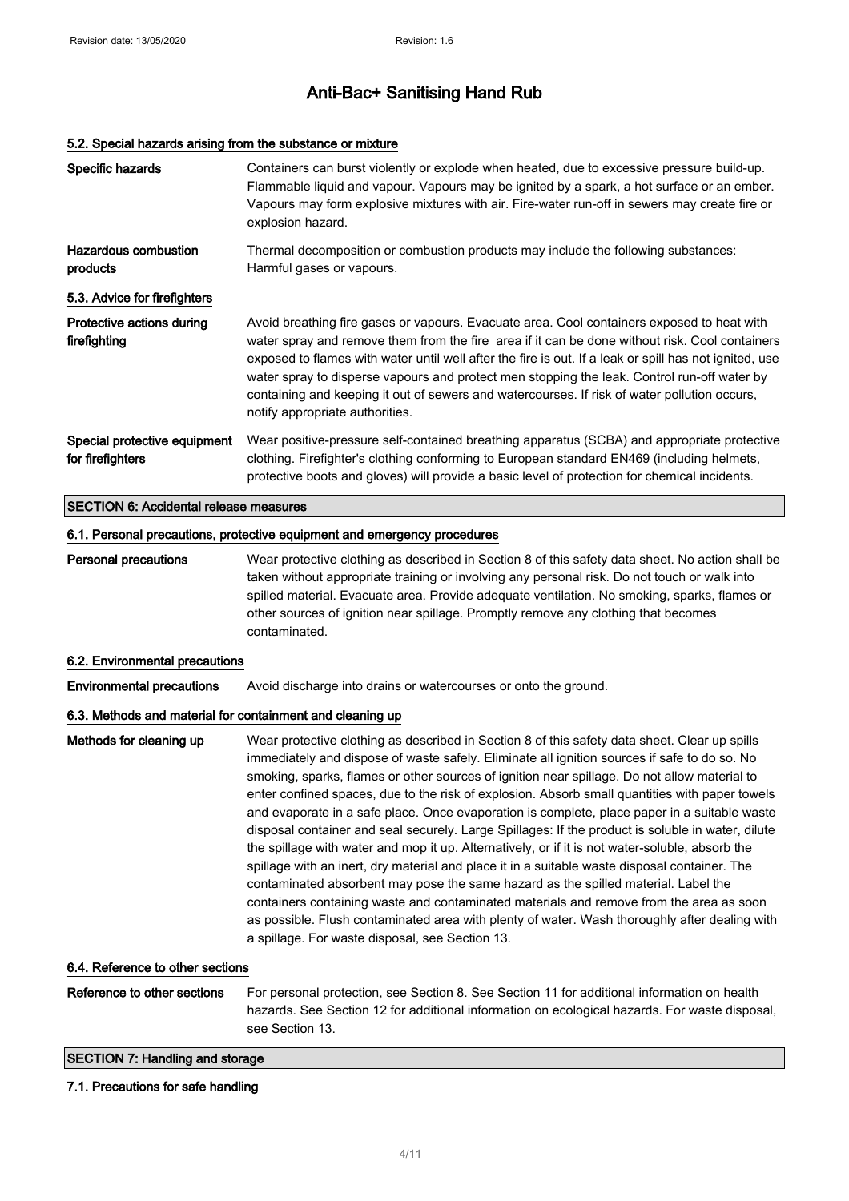### 5.2. Special hazards arising from the substance or mixture

| | |
|---|---|
| **Specific hazards** | Containers can burst violently or explode when heated, due to excessive pressure build-up. Flammable liquid and vapour. Vapours may be ignited by a spark, a hot surface or an ember. Vapours may form explosive mixtures with air. Fire-water run-off in sewers may create fire or explosion hazard. |
| **Hazardous combustion products** | Thermal decomposition or combustion products may include the following substances: Harmful gases or vapours. |

### 5.3. Advice for firefighters

| | |
|---|---|
| **Protective actions during firefighting** | Avoid breathing fire gases or vapours. Evacuate area. Cool containers exposed to heat with water spray and remove them from the fire area if it can be done without risk. Cool containers exposed to flames with water until well after the fire is out. If a leak or spill has not ignited, use water spray to disperse vapours and protect men stopping the leak. Control run-off water by containing and keeping it out of sewers and watercourses. If risk of water pollution occurs, notify appropriate authorities. |
| **Special protective equipment for firefighters** | Wear positive-pressure self-contained breathing apparatus (SCBA) and appropriate protective clothing. Firefighter's clothing conforming to European standard EN469 (including helmets, protective boots and gloves) will provide a basic level of protection for chemical incidents. |

## SECTION 6: Accidental release measures

### 6.1. Personal precautions, protective equipment and emergency procedures

| | |
|---|---|
| **Personal precautions** | Wear protective clothing as described in Section 8 of this safety data sheet. No action shall be taken without appropriate training or involving any personal risk. Do not touch or walk into spilled material. Evacuate area. Provide adequate ventilation. No smoking, sparks, flames or other sources of ignition near spillage. Promptly remove any clothing that becomes contaminated. |

### 6.2. Environmental precautions

| | |
|---|---|
| **Environmental precautions** | Avoid discharge into drains or watercourses or onto the ground. |

### 6.3. Methods and material for containment and cleaning up

| | |
|---|---|
| **Methods for cleaning up** | Wear protective clothing as described in Section 8 of this safety data sheet. Clear up spills immediately and dispose of waste safely. Eliminate all ignition sources if safe to do so. No smoking, sparks, flames or other sources of ignition near spillage. Do not allow material to enter confined spaces, due to the risk of explosion. Absorb small quantities with paper towels and evaporate in a safe place. Once evaporation is complete, place paper in a suitable waste disposal container and seal securely. Large Spillages: If the product is soluble in water, dilute the spillage with water and mop it up. Alternatively, or if it is not water-soluble, absorb the spillage with an inert, dry material and place it in a suitable waste disposal container. The contaminated absorbent may pose the same hazard as the spilled material. Label the containers containing waste and contaminated materials and remove from the area as soon as possible. Flush contaminated area with plenty of water. Wash thoroughly after dealing with a spillage. For waste disposal, see Section 13. |

### 6.4. Reference to other sections

| | |
|---|---|
| **Reference to other sections** | For personal protection, see Section 8. See Section 11 for additional information on health hazards. See Section 12 for additional information on ecological hazards. For waste disposal, see Section 13. |

## SECTION 7: Handling and storage

### 7.1. Precautions for safe handling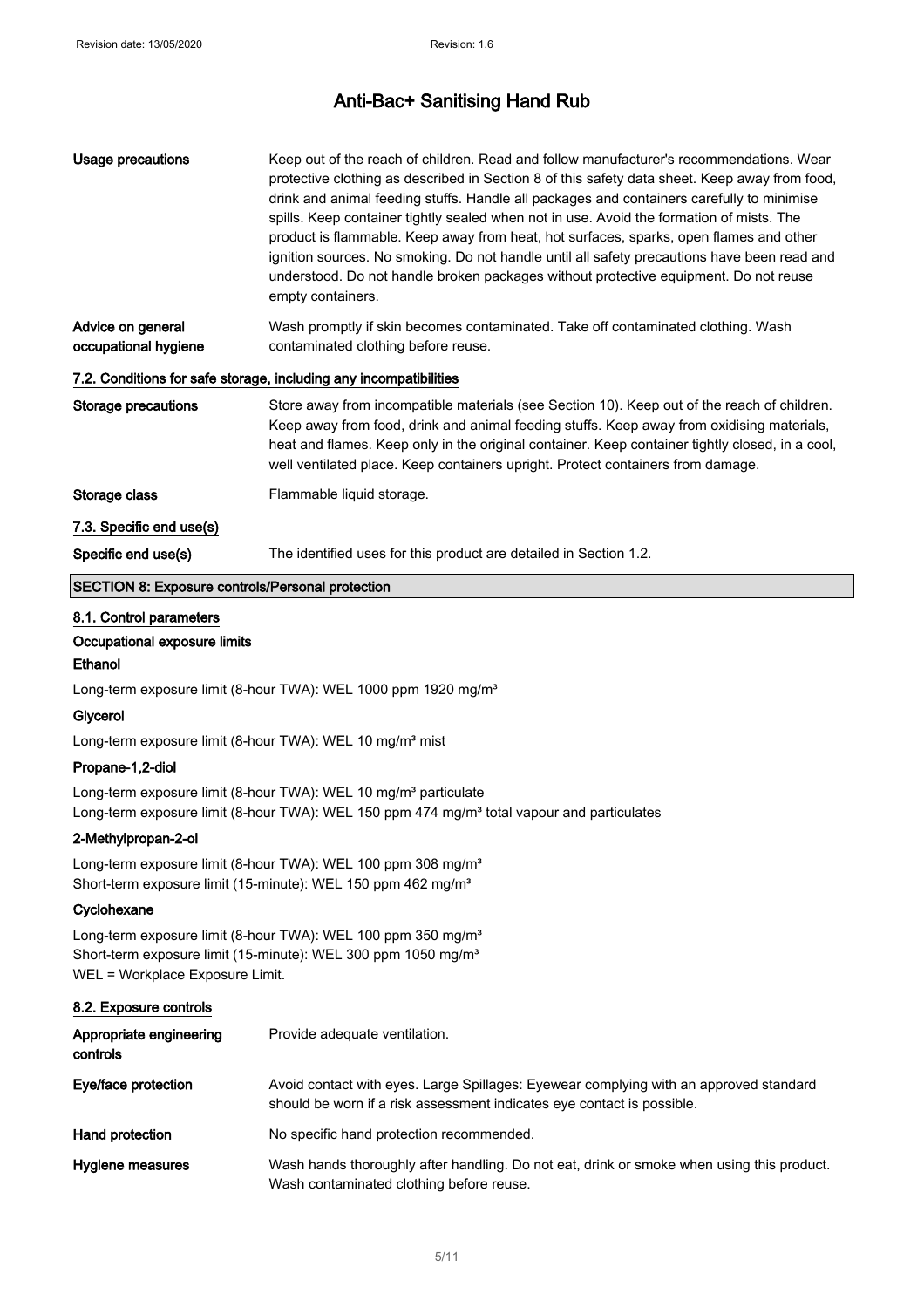| | |
|---|---|
| **Usage precautions** | Keep out of the reach of children. Read and follow manufacturer's recommendations. Wear protective clothing as described in Section 8 of this safety data sheet. Keep away from food, drink and animal feeding stuffs. Handle all packages and containers carefully to minimise spills. Keep container tightly sealed when not in use. Avoid the formation of mists. The product is flammable. Keep away from heat, hot surfaces, sparks, open flames and other ignition sources. No smoking. Do not handle until all safety precautions have been read and understood. Do not handle broken packages without protective equipment. Do not reuse empty containers. |
| **Advice on general occupational hygiene** | Wash promptly if skin becomes contaminated. Take off contaminated clothing. Wash contaminated clothing before reuse. |

### 7.2. Conditions for safe storage, including any incompatibilities

| | |
|---|---|
| **Storage precautions** | Store away from incompatible materials (see Section 10). Keep out of the reach of children. Keep away from food, drink and animal feeding stuffs. Keep away from oxidising materials, heat and flames. Keep only in the original container. Keep container tightly closed, in a cool, well ventilated place. Keep containers upright. Protect containers from damage. |
| **Storage class** | Flammable liquid storage. |

### 7.3. Specific end use(s)

| | |
|---|---|
| **Specific end use(s)** | The identified uses for this product are detailed in Section 1.2. |

## SECTION 8: Exposure controls/Personal protection

### 8.1. Control parameters

#### Occupational exposure limits

**Ethanol**

Long-term exposure limit (8-hour TWA): WEL 1000 ppm 1920 mg/m³

**Glycerol**

Long-term exposure limit (8-hour TWA): WEL 10 mg/m³ mist

**Propane-1,2-diol**

Long-term exposure limit (8-hour TWA): WEL 10 mg/m³ particulate
Long-term exposure limit (8-hour TWA): WEL 150 ppm 474 mg/m³ total vapour and particulates

**2-Methylpropan-2-ol**

Long-term exposure limit (8-hour TWA): WEL 100 ppm 308 mg/m³
Short-term exposure limit (15-minute): WEL 150 ppm 462 mg/m³

**Cyclohexane**

Long-term exposure limit (8-hour TWA): WEL 100 ppm 350 mg/m³
Short-term exposure limit (15-minute): WEL 300 ppm 1050 mg/m³
WEL = Workplace Exposure Limit.

### 8.2. Exposure controls

| | |
|---|---|
| **Appropriate engineering controls** | Provide adequate ventilation. |
| **Eye/face protection** | Avoid contact with eyes. Large Spillages: Eyewear complying with an approved standard should be worn if a risk assessment indicates eye contact is possible. |
| **Hand protection** | No specific hand protection recommended. |
| **Hygiene measures** | Wash hands thoroughly after handling. Do not eat, drink or smoke when using this product. Wash contaminated clothing before reuse. |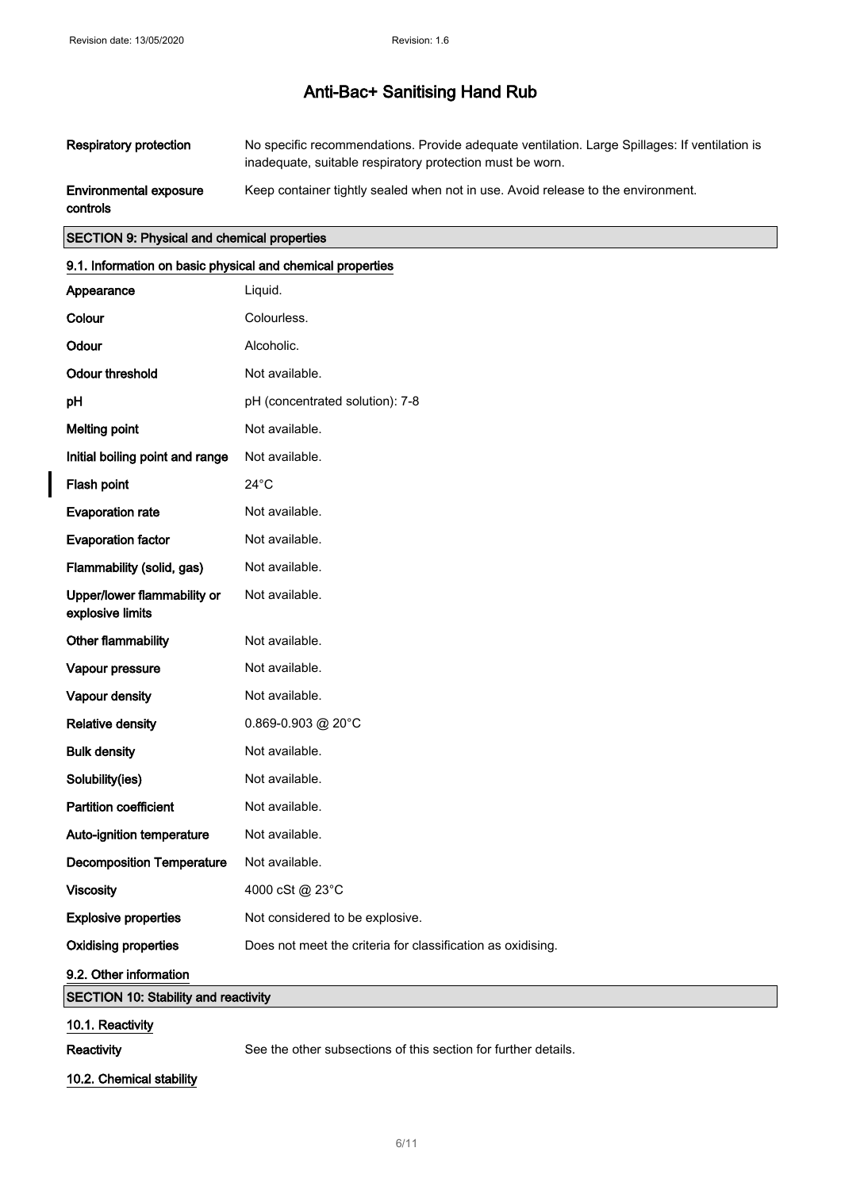| | |
|---|---|
| **Respiratory protection** | No specific recommendations. Provide adequate ventilation. Large Spillages: If ventilation is inadequate, suitable respiratory protection must be worn. |
| **Environmental exposure controls** | Keep container tightly sealed when not in use. Avoid release to the environment. |

## SECTION 9: Physical and chemical properties

### 9.1. Information on basic physical and chemical properties

| | |
|---|---|
| **Appearance** | Liquid. |
| **Colour** | Colourless. |
| **Odour** | Alcoholic. |
| **Odour threshold** | Not available. |
| **pH** | pH (concentrated solution): 7-8 |
| **Melting point** | Not available. |
| **Initial boiling point and range** | Not available. |
| **Flash point** | 24°C |
| **Evaporation rate** | Not available. |
| **Evaporation factor** | Not available. |
| **Flammability (solid, gas)** | Not available. |
| **Upper/lower flammability or explosive limits** | Not available. |
| **Other flammability** | Not available. |
| **Vapour pressure** | Not available. |
| **Vapour density** | Not available. |
| **Relative density** | 0.869-0.903 @ 20°C |
| **Bulk density** | Not available. |
| **Solubility(ies)** | Not available. |
| **Partition coefficient** | Not available. |
| **Auto-ignition temperature** | Not available. |
| **Decomposition Temperature** | Not available. |
| **Viscosity** | 4000 cSt @ 23°C |
| **Explosive properties** | Not considered to be explosive. |
| **Oxidising properties** | Does not meet the criteria for classification as oxidising. |

### 9.2. Other information

## SECTION 10: Stability and reactivity

### 10.1. Reactivity

| | |
|---|---|
| **Reactivity** | See the other subsections of this section for further details. |

### 10.2. Chemical stability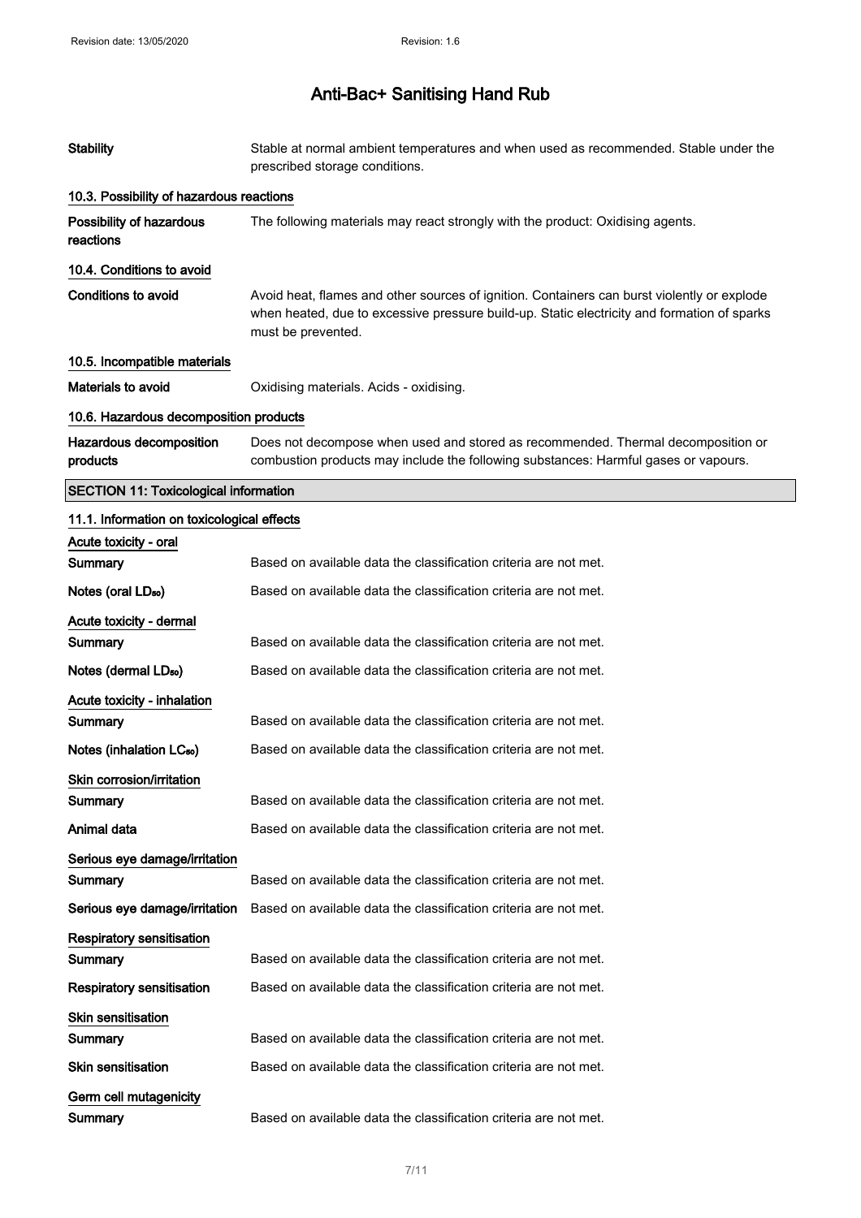| | |
|---|---|
| **Stability** | Stable at normal ambient temperatures and when used as recommended. Stable under the prescribed storage conditions. |

### 10.3. Possibility of hazardous reactions

| | |
|---|---|
| **Possibility of hazardous reactions** | The following materials may react strongly with the product: Oxidising agents. |

### 10.4. Conditions to avoid

| | |
|---|---|
| **Conditions to avoid** | Avoid heat, flames and other sources of ignition. Containers can burst violently or explode when heated, due to excessive pressure build-up. Static electricity and formation of sparks must be prevented. |

### 10.5. Incompatible materials

| | |
|---|---|
| **Materials to avoid** | Oxidising materials. Acids - oxidising. |

### 10.6. Hazardous decomposition products

| | |
|---|---|
| **Hazardous decomposition products** | Does not decompose when used and stored as recommended. Thermal decomposition or combustion products may include the following substances: Harmful gases or vapours. |

## SECTION 11: Toxicological information

### 11.1. Information on toxicological effects

**Acute toxicity - oral**

| | |
|---|---|
| **Summary** | Based on available data the classification criteria are not met. |
| **Notes (oral $LD_{50}$)** | Based on available data the classification criteria are not met. |

**Acute toxicity - dermal**

| | |
|---|---|
| **Summary** | Based on available data the classification criteria are not met. |
| **Notes (dermal $LD_{50}$)** | Based on available data the classification criteria are not met. |

**Acute toxicity - inhalation**

| | |
|---|---|
| **Summary** | Based on available data the classification criteria are not met. |
| **Notes (inhalation $LC_{50}$)** | Based on available data the classification criteria are not met. |

**Skin corrosion/irritation**

| | |
|---|---|
| **Summary** | Based on available data the classification criteria are not met. |
| **Animal data** | Based on available data the classification criteria are not met. |

**Serious eye damage/irritation**

| | |
|---|---|
| **Summary** | Based on available data the classification criteria are not met. |
| **Serious eye damage/irritation** | Based on available data the classification criteria are not met. |

**Respiratory sensitisation**

| | |
|---|---|
| **Summary** | Based on available data the classification criteria are not met. |
| **Respiratory sensitisation** | Based on available data the classification criteria are not met. |

**Skin sensitisation**

| | |
|---|---|
| **Summary** | Based on available data the classification criteria are not met. |
| **Skin sensitisation** | Based on available data the classification criteria are not met. |

**Germ cell mutagenicity**

| | |
|---|---|
| **Summary** | Based on available data the classification criteria are not met. |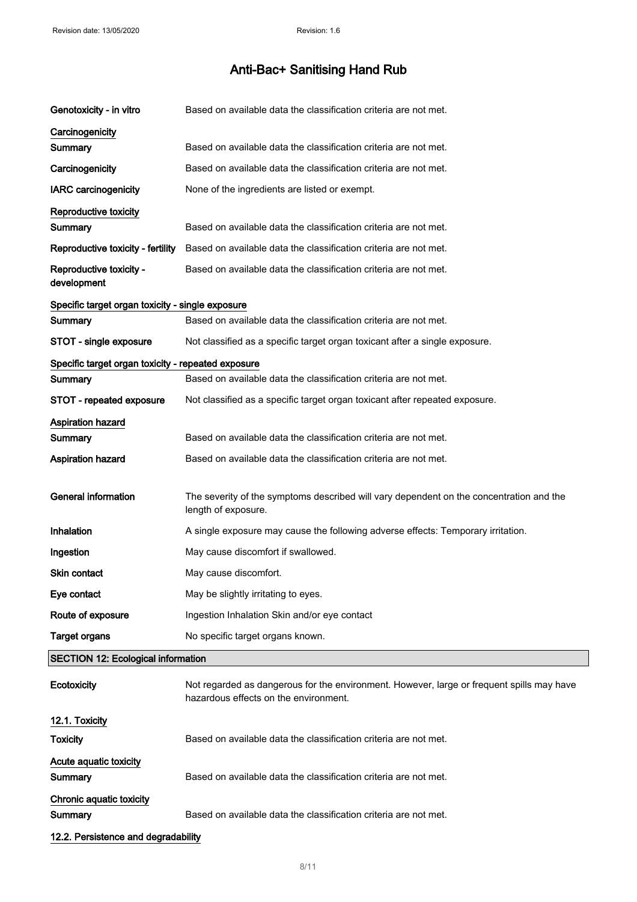| | |
|---|---|
| **Genotoxicity - in vitro** | Based on available data the classification criteria are not met. |

**Carcinogenicity**

| | |
|---|---|
| **Summary** | Based on available data the classification criteria are not met. |
| **Carcinogenicity** | Based on available data the classification criteria are not met. |
| **IARC carcinogenicity** | None of the ingredients are listed or exempt. |

**Reproductive toxicity**

| | |
|---|---|
| **Summary** | Based on available data the classification criteria are not met. |
| **Reproductive toxicity - fertility** | Based on available data the classification criteria are not met. |
| **Reproductive toxicity - development** | Based on available data the classification criteria are not met. |

**Specific target organ toxicity - single exposure**

| | |
|---|---|
| **Summary** | Based on available data the classification criteria are not met. |
| **STOT - single exposure** | Not classified as a specific target organ toxicant after a single exposure. |

**Specific target organ toxicity - repeated exposure**

| | |
|---|---|
| **Summary** | Based on available data the classification criteria are not met. |
| **STOT - repeated exposure** | Not classified as a specific target organ toxicant after repeated exposure. |

**Aspiration hazard**

| | |
|---|---|
| **Summary** | Based on available data the classification criteria are not met. |
| **Aspiration hazard** | Based on available data the classification criteria are not met. |

| | |
|---|---|
| **General information** | The severity of the symptoms described will vary dependent on the concentration and the length of exposure. |
| **Inhalation** | A single exposure may cause the following adverse effects: Temporary irritation. |
| **Ingestion** | May cause discomfort if swallowed. |
| **Skin contact** | May cause discomfort. |
| **Eye contact** | May be slightly irritating to eyes. |
| **Route of exposure** | Ingestion Inhalation Skin and/or eye contact |
| **Target organs** | No specific target organs known. |

## SECTION 12: Ecological information

| | |
|---|---|
| **Ecotoxicity** | Not regarded as dangerous for the environment. However, large or frequent spills may have hazardous effects on the environment. |

### 12.1. Toxicity

| | |
|---|---|
| **Toxicity** | Based on available data the classification criteria are not met. |

**Acute aquatic toxicity**

| | |
|---|---|
| **Summary** | Based on available data the classification criteria are not met. |

**Chronic aquatic toxicity**

| | |
|---|---|
| **Summary** | Based on available data the classification criteria are not met. |

### 12.2. Persistence and degradability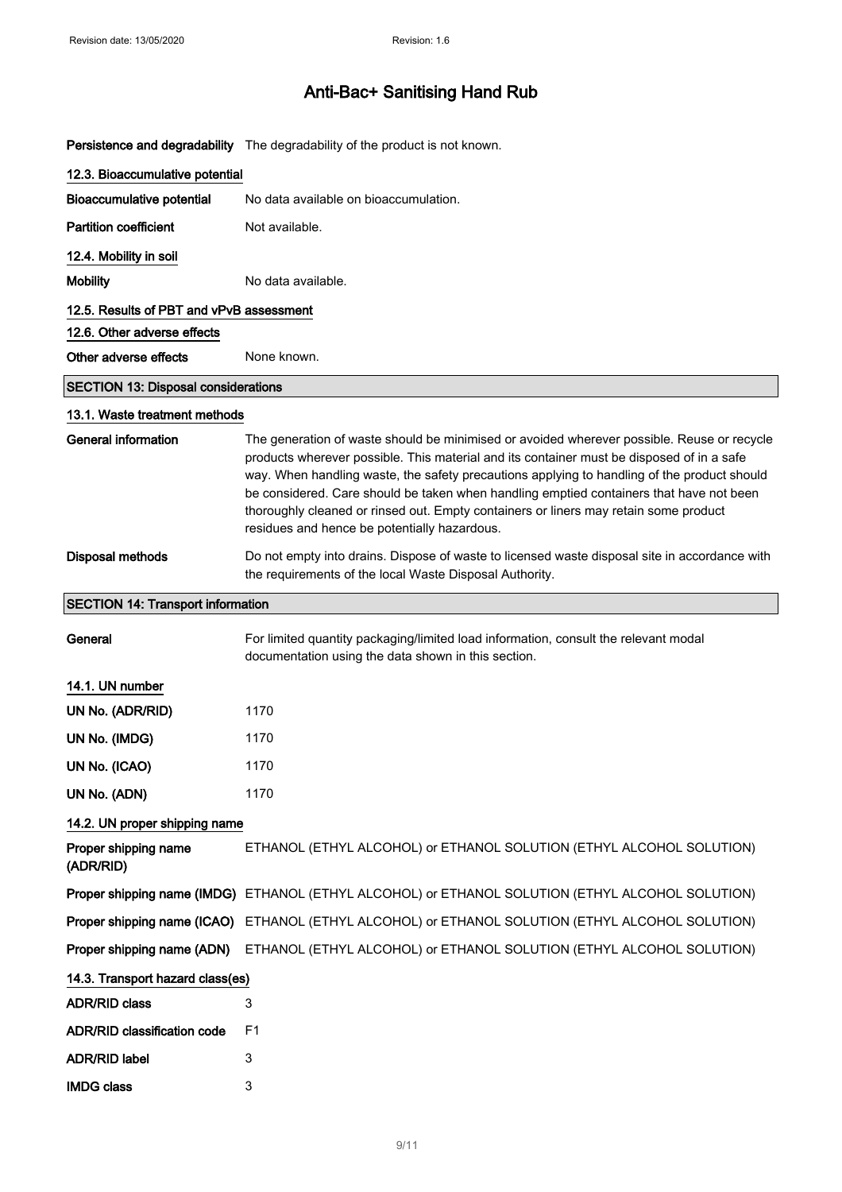# Anti-Bac+ Sanitising Hand Rub

**Persistence and degradability** The degradability of the product is not known.

### 12.3. Bioaccumulative potential

**Bioaccumulative potential** No data available on bioaccumulation.

**Partition coefficient** Not available.

### 12.4. Mobility in soil

**Mobility** No data available.

### 12.5. Results of PBT and vPvB assessment

### 12.6. Other adverse effects

**Other adverse effects** None known.

## SECTION 13: Disposal considerations

### 13.1. Waste treatment methods

**General information** The generation of waste should be minimised or avoided wherever possible. Reuse or recycle products wherever possible. This material and its container must be disposed of in a safe way. When handling waste, the safety precautions applying to handling of the product should be considered. Care should be taken when handling emptied containers that have not been thoroughly cleaned or rinsed out. Empty containers or liners may retain some product residues and hence be potentially hazardous.

**Disposal methods** Do not empty into drains. Dispose of waste to licensed waste disposal site in accordance with the requirements of the local Waste Disposal Authority.

## SECTION 14: Transport information

**General** For limited quantity packaging/limited load information, consult the relevant modal documentation using the data shown in this section.

### 14.1. UN number

**UN No. (ADR/RID)** 1170

**UN No. (IMDG)** 1170

**UN No. (ICAO)** 1170

**UN No. (ADN)** 1170

### 14.2. UN proper shipping name

**Proper shipping name (ADR/RID)** ETHANOL (ETHYL ALCOHOL) or ETHANOL SOLUTION (ETHYL ALCOHOL SOLUTION)

**Proper shipping name (IMDG)** ETHANOL (ETHYL ALCOHOL) or ETHANOL SOLUTION (ETHYL ALCOHOL SOLUTION)

**Proper shipping name (ICAO)** ETHANOL (ETHYL ALCOHOL) or ETHANOL SOLUTION (ETHYL ALCOHOL SOLUTION)

**Proper shipping name (ADN)** ETHANOL (ETHYL ALCOHOL) or ETHANOL SOLUTION (ETHYL ALCOHOL SOLUTION)

### 14.3. Transport hazard class(es)

**ADR/RID class** 3

**ADR/RID classification code** F1

**ADR/RID label** 3

**IMDG class** 3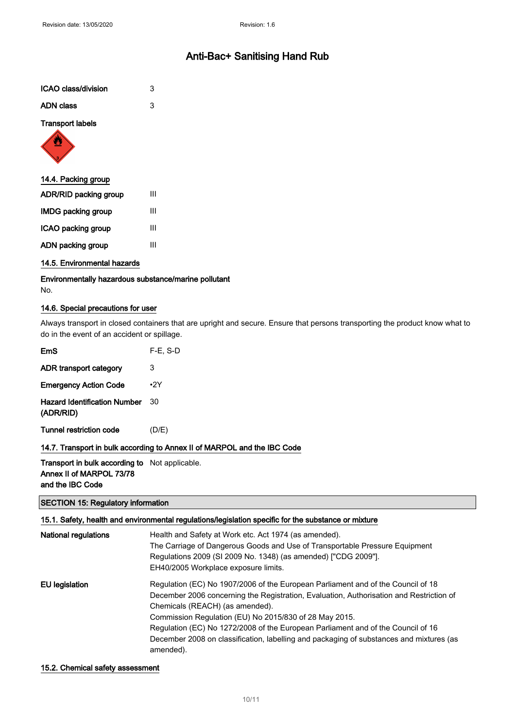| | |
|---|---|
| **ICAO class/division** | 3 |
| **ADN class** | 3 |

**Transport labels**

### 14.4. Packing group

| | |
|---|---|
| **ADR/RID packing group** | III |
| **IMDG packing group** | III |
| **ICAO packing group** | III |
| **ADN packing group** | III |

### 14.5. Environmental hazards

**Environmentally hazardous substance/marine pollutant**

No.

### 14.6. Special precautions for user

Always transport in closed containers that are upright and secure. Ensure that persons transporting the product know what to do in the event of an accident or spillage.

| | |
|---|---|
| **EmS** | F-E, S-D |
| **ADR transport category** | 3 |
| **Emergency Action Code** | •2Y |
| **Hazard Identification Number (ADR/RID)** | 30 |
| **Tunnel restriction code** | (D/E) |

### 14.7. Transport in bulk according to Annex II of MARPOL and the IBC Code

| | |
|---|---|
| **Transport in bulk according to Annex II of MARPOL 73/78 and the IBC Code** | Not applicable. |

## SECTION 15: Regulatory information

### 15.1. Safety, health and environmental regulations/legislation specific for the substance or mixture

| | |
|---|---|
| **National regulations** | Health and Safety at Work etc. Act 1974 (as amended).<br>The Carriage of Dangerous Goods and Use of Transportable Pressure Equipment Regulations 2009 (SI 2009 No. 1348) (as amended) ["CDG 2009"].<br>EH40/2005 Workplace exposure limits. |
| **EU legislation** | Regulation (EC) No 1907/2006 of the European Parliament and of the Council of 18 December 2006 concerning the Registration, Evaluation, Authorisation and Restriction of Chemicals (REACH) (as amended).<br>Commission Regulation (EU) No 2015/830 of 28 May 2015.<br>Regulation (EC) No 1272/2008 of the European Parliament and of the Council of 16 December 2008 on classification, labelling and packaging of substances and mixtures (as amended). |

### 15.2. Chemical safety assessment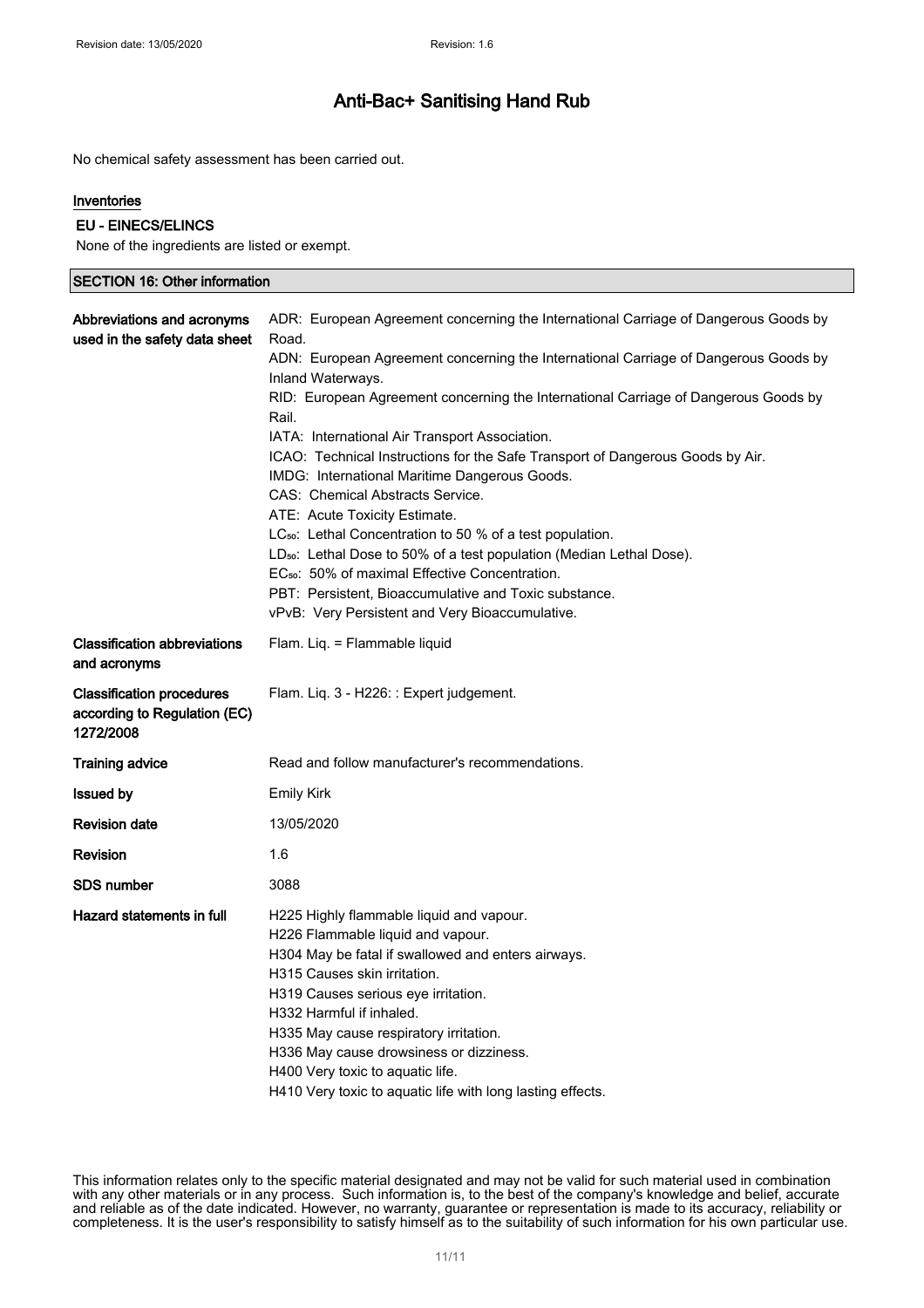# Anti-Bac+ Sanitising Hand Rub

No chemical safety assessment has been carried out.

**Inventories**

**EU - EINECS/ELINCS**

None of the ingredients are listed or exempt.

## SECTION 16: Other information

| | |
|---|---|
| **Abbreviations and acronyms used in the safety data sheet** | ADR: European Agreement concerning the International Carriage of Dangerous Goods by Road.<br>ADN: European Agreement concerning the International Carriage of Dangerous Goods by Inland Waterways.<br>RID: European Agreement concerning the International Carriage of Dangerous Goods by Rail.<br>IATA: International Air Transport Association.<br>ICAO: Technical Instructions for the Safe Transport of Dangerous Goods by Air.<br>IMDG: International Maritime Dangerous Goods.<br>CAS: Chemical Abstracts Service.<br>ATE: Acute Toxicity Estimate.<br>$LC_{50}$: Lethal Concentration to 50 % of a test population.<br>$LD_{50}$: Lethal Dose to 50% of a test population (Median Lethal Dose).<br>$EC_{50}$: 50% of maximal Effective Concentration.<br>PBT: Persistent, Bioaccumulative and Toxic substance.<br>vPvB: Very Persistent and Very Bioaccumulative. |
| **Classification abbreviations and acronyms** | Flam. Liq. = Flammable liquid |
| **Classification procedures according to Regulation (EC) 1272/2008** | Flam. Liq. 3 - H226: : Expert judgement. |
| **Training advice** | Read and follow manufacturer's recommendations. |
| **Issued by** | Emily Kirk |
| **Revision date** | 13/05/2020 |
| **Revision** | 1.6 |
| **SDS number** | 3088 |
| **Hazard statements in full** | H225 Highly flammable liquid and vapour.<br>H226 Flammable liquid and vapour.<br>H304 May be fatal if swallowed and enters airways.<br>H315 Causes skin irritation.<br>H319 Causes serious eye irritation.<br>H332 Harmful if inhaled.<br>H335 May cause respiratory irritation.<br>H336 May cause drowsiness or dizziness.<br>H400 Very toxic to aquatic life.<br>H410 Very toxic to aquatic life with long lasting effects. |

This information relates only to the specific material designated and may not be valid for such material used in combination with any other materials or in any process. Such information is, to the best of the company's knowledge and belief, accurate and reliable as of the date indicated. However, no warranty, guarantee or representation is made to its accuracy, reliability or completeness. It is the user's responsibility to satisfy himself as to the suitability of such information for his own particular use.